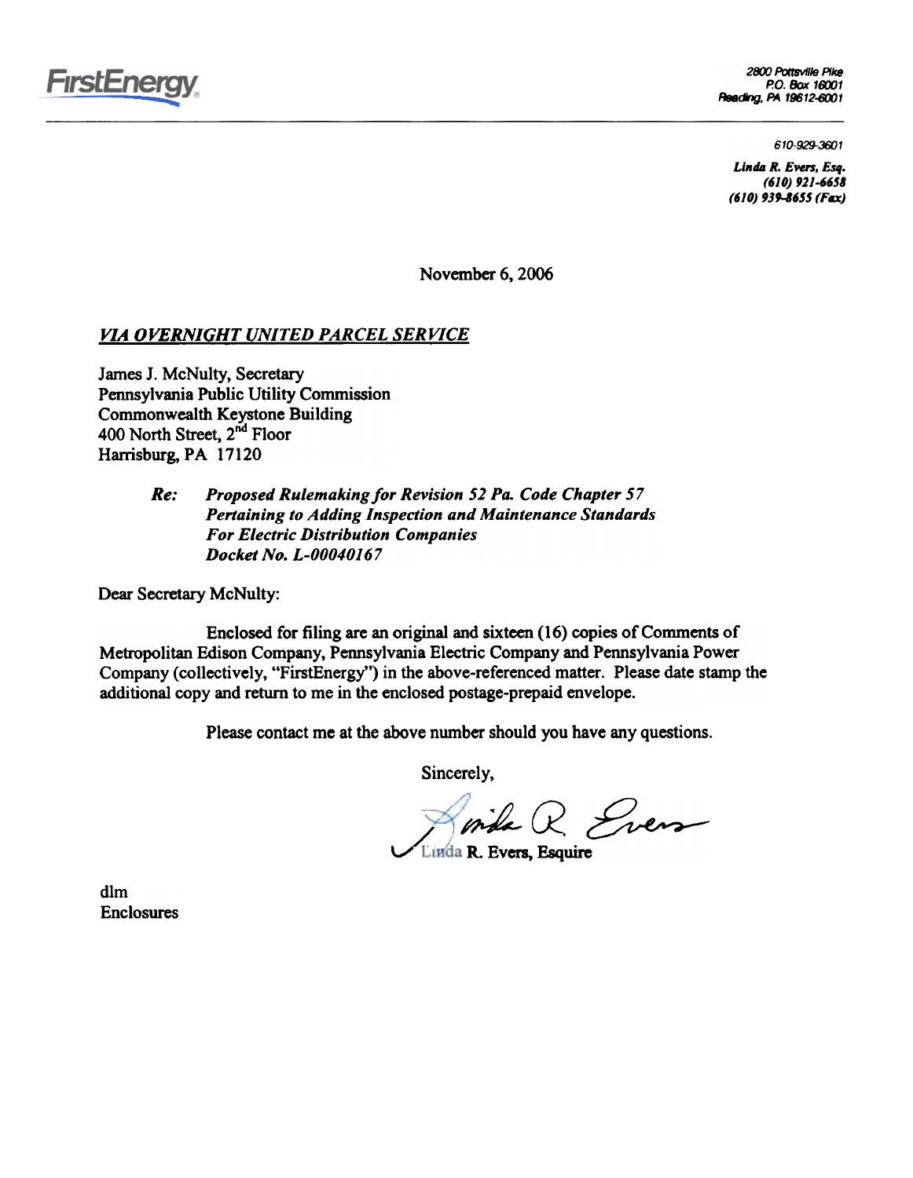FirstEnergy

2800 Pottsville Pike
P.O. Box 16001
Reading, PA 19612-6001

610-929-3601

*Linda R. Evers, Esq.*
*(610) 921-6658*
*(610) 939-8655 (Fax)*

November 6, 2006

***VIA OVERNIGHT UNITED PARCEL SERVICE***

James J. McNulty, Secretary
Pennsylvania Public Utility Commission
Commonwealth Keystone Building
400 North Street, 2nd Floor
Harrisburg, PA 17120

> ***Re:*** *Proposed Rulemaking for Revision 52 Pa. Code Chapter 57 Pertaining to Adding Inspection and Maintenance Standards For Electric Distribution Companies*
> *Docket No. L-00040167*

Dear Secretary McNulty:

Enclosed for filing are an original and sixteen (16) copies of Comments of Metropolitan Edison Company, Pennsylvania Electric Company and Pennsylvania Power Company (collectively, "FirstEnergy") in the above-referenced matter. Please date stamp the additional copy and return to me in the enclosed postage-prepaid envelope.

Please contact me at the above number should you have any questions.

Sincerely,

Linda R. Evers, Esquire

dlm
Enclosures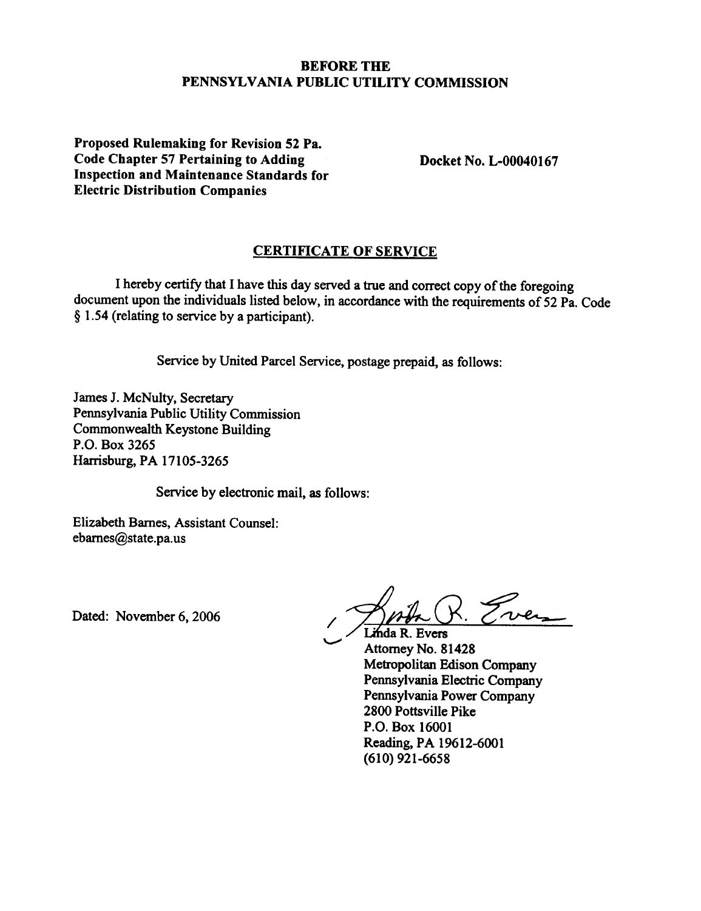**BEFORE THE**
**PENNSYLVANIA PUBLIC UTILITY COMMISSION**

**Proposed Rulemaking for Revision 52 Pa. Code Chapter 57 Pertaining to Adding Inspection and Maintenance Standards for Electric Distribution Companies**

**Docket No. L-00040167**

## CERTIFICATE OF SERVICE

I hereby certify that I have this day served a true and correct copy of the foregoing document upon the individuals listed below, in accordance with the requirements of 52 Pa. Code § 1.54 (relating to service by a participant).

Service by United Parcel Service, postage prepaid, as follows:

James J. McNulty, Secretary
Pennsylvania Public Utility Commission
Commonwealth Keystone Building
P.O. Box 3265
Harrisburg, PA 17105-3265

Service by electronic mail, as follows:

Elizabeth Barnes, Assistant Counsel:
ebarnes@state.pa.us

Dated: November 6, 2006

Linda R. Evers
Attorney No. 81428
Metropolitan Edison Company
Pennsylvania Electric Company
Pennsylvania Power Company
2800 Pottsville Pike
P.O. Box 16001
Reading, PA 19612-6001
(610) 921-6658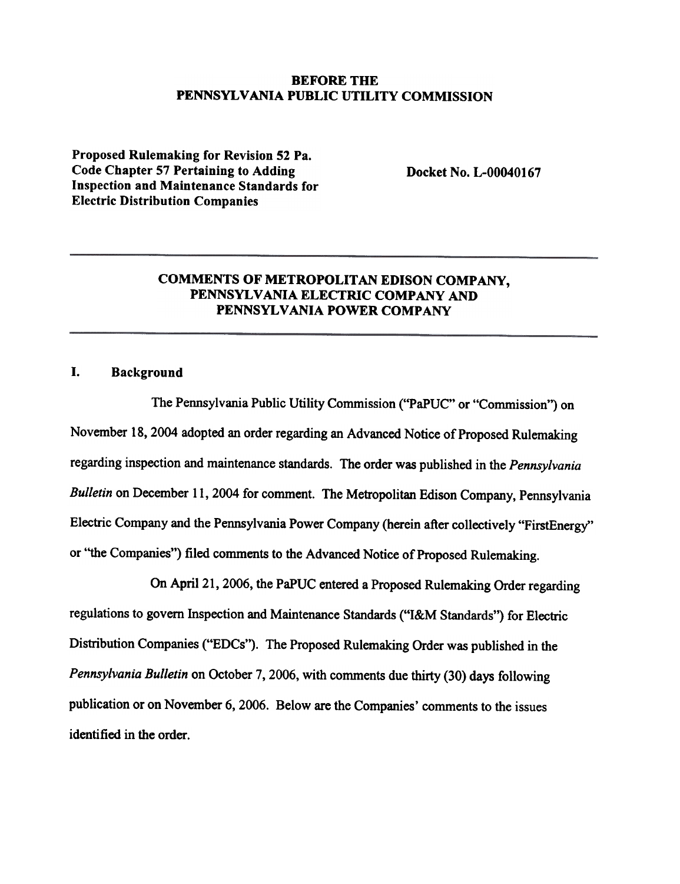**BEFORE THE**
**PENNSYLVANIA PUBLIC UTILITY COMMISSION**

**Proposed Rulemaking for Revision 52 Pa. Code Chapter 57 Pertaining to Adding Inspection and Maintenance Standards for Electric Distribution Companies**

**Docket No. L-00040167**

---

**COMMENTS OF METROPOLITAN EDISON COMPANY, PENNSYLVANIA ELECTRIC COMPANY AND PENNSYLVANIA POWER COMPANY**

---

## I. Background

The Pennsylvania Public Utility Commission ("PaPUC" or "Commission") on November 18, 2004 adopted an order regarding an Advanced Notice of Proposed Rulemaking regarding inspection and maintenance standards. The order was published in the *Pennsylvania Bulletin* on December 11, 2004 for comment. The Metropolitan Edison Company, Pennsylvania Electric Company and the Pennsylvania Power Company (herein after collectively "FirstEnergy" or "the Companies") filed comments to the Advanced Notice of Proposed Rulemaking.

On April 21, 2006, the PaPUC entered a Proposed Rulemaking Order regarding regulations to govern Inspection and Maintenance Standards ("I&M Standards") for Electric Distribution Companies ("EDCs"). The Proposed Rulemaking Order was published in the *Pennsylvania Bulletin* on October 7, 2006, with comments due thirty (30) days following publication or on November 6, 2006. Below are the Companies' comments to the issues identified in the order.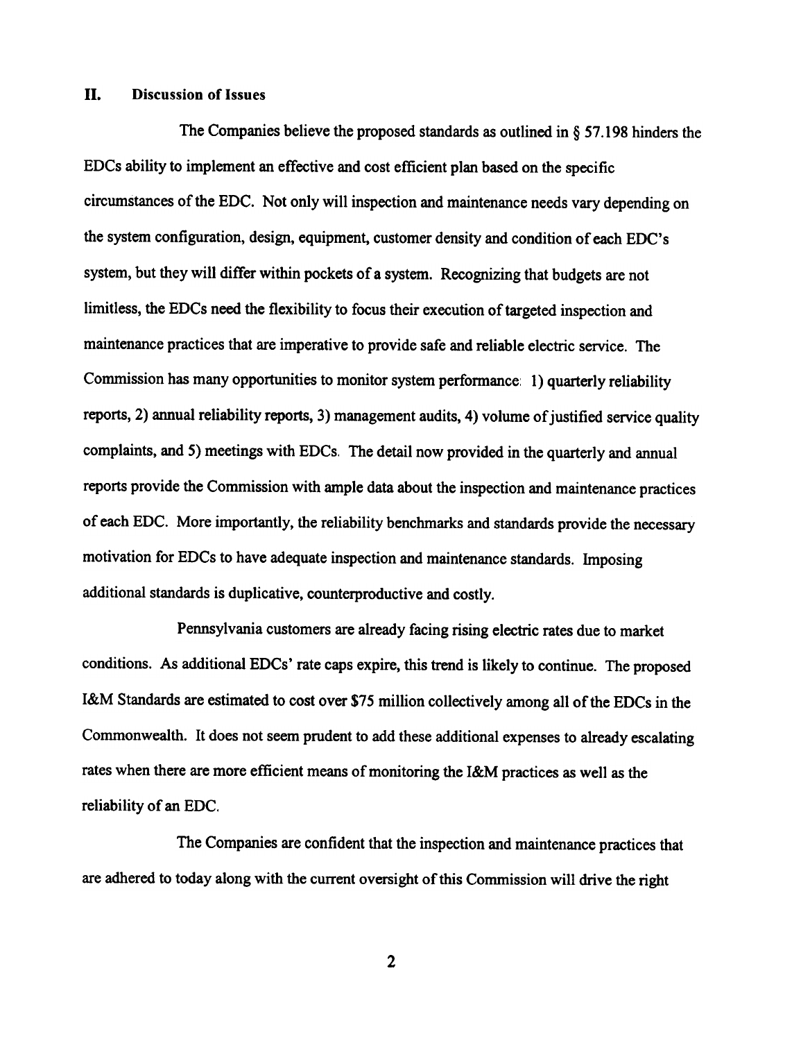## II. Discussion of Issues

The Companies believe the proposed standards as outlined in § 57.198 hinders the EDCs ability to implement an effective and cost efficient plan based on the specific circumstances of the EDC. Not only will inspection and maintenance needs vary depending on the system configuration, design, equipment, customer density and condition of each EDC's system, but they will differ within pockets of a system. Recognizing that budgets are not limitless, the EDCs need the flexibility to focus their execution of targeted inspection and maintenance practices that are imperative to provide safe and reliable electric service. The Commission has many opportunities to monitor system performance: 1) quarterly reliability reports, 2) annual reliability reports, 3) management audits, 4) volume of justified service quality complaints, and 5) meetings with EDCs. The detail now provided in the quarterly and annual reports provide the Commission with ample data about the inspection and maintenance practices of each EDC. More importantly, the reliability benchmarks and standards provide the necessary motivation for EDCs to have adequate inspection and maintenance standards. Imposing additional standards is duplicative, counterproductive and costly.

Pennsylvania customers are already facing rising electric rates due to market conditions. As additional EDCs' rate caps expire, this trend is likely to continue. The proposed I&M Standards are estimated to cost over $75 million collectively among all of the EDCs in the Commonwealth. It does not seem prudent to add these additional expenses to already escalating rates when there are more efficient means of monitoring the I&M practices as well as the reliability of an EDC.

The Companies are confident that the inspection and maintenance practices that are adhered to today along with the current oversight of this Commission will drive the right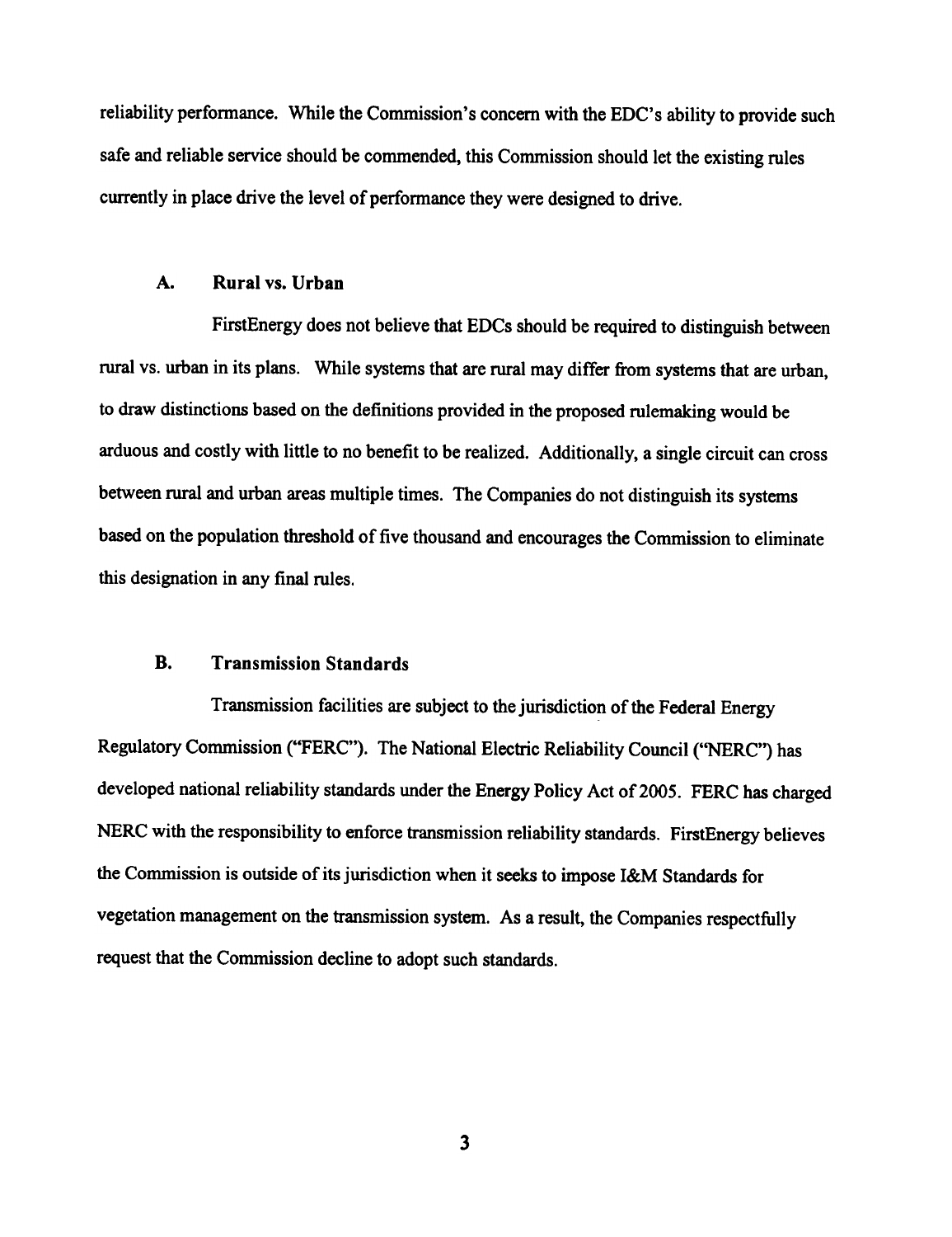reliability performance. While the Commission's concern with the EDC's ability to provide such safe and reliable service should be commended, this Commission should let the existing rules currently in place drive the level of performance they were designed to drive.

### A. Rural vs. Urban

FirstEnergy does not believe that EDCs should be required to distinguish between rural vs. urban in its plans. While systems that are rural may differ from systems that are urban, to draw distinctions based on the definitions provided in the proposed rulemaking would be arduous and costly with little to no benefit to be realized. Additionally, a single circuit can cross between rural and urban areas multiple times. The Companies do not distinguish its systems based on the population threshold of five thousand and encourages the Commission to eliminate this designation in any final rules.

### B. Transmission Standards

Transmission facilities are subject to the jurisdiction of the Federal Energy Regulatory Commission ("FERC"). The National Electric Reliability Council ("NERC") has developed national reliability standards under the Energy Policy Act of 2005. FERC has charged NERC with the responsibility to enforce transmission reliability standards. FirstEnergy believes the Commission is outside of its jurisdiction when it seeks to impose I&M Standards for vegetation management on the transmission system. As a result, the Companies respectfully request that the Commission decline to adopt such standards.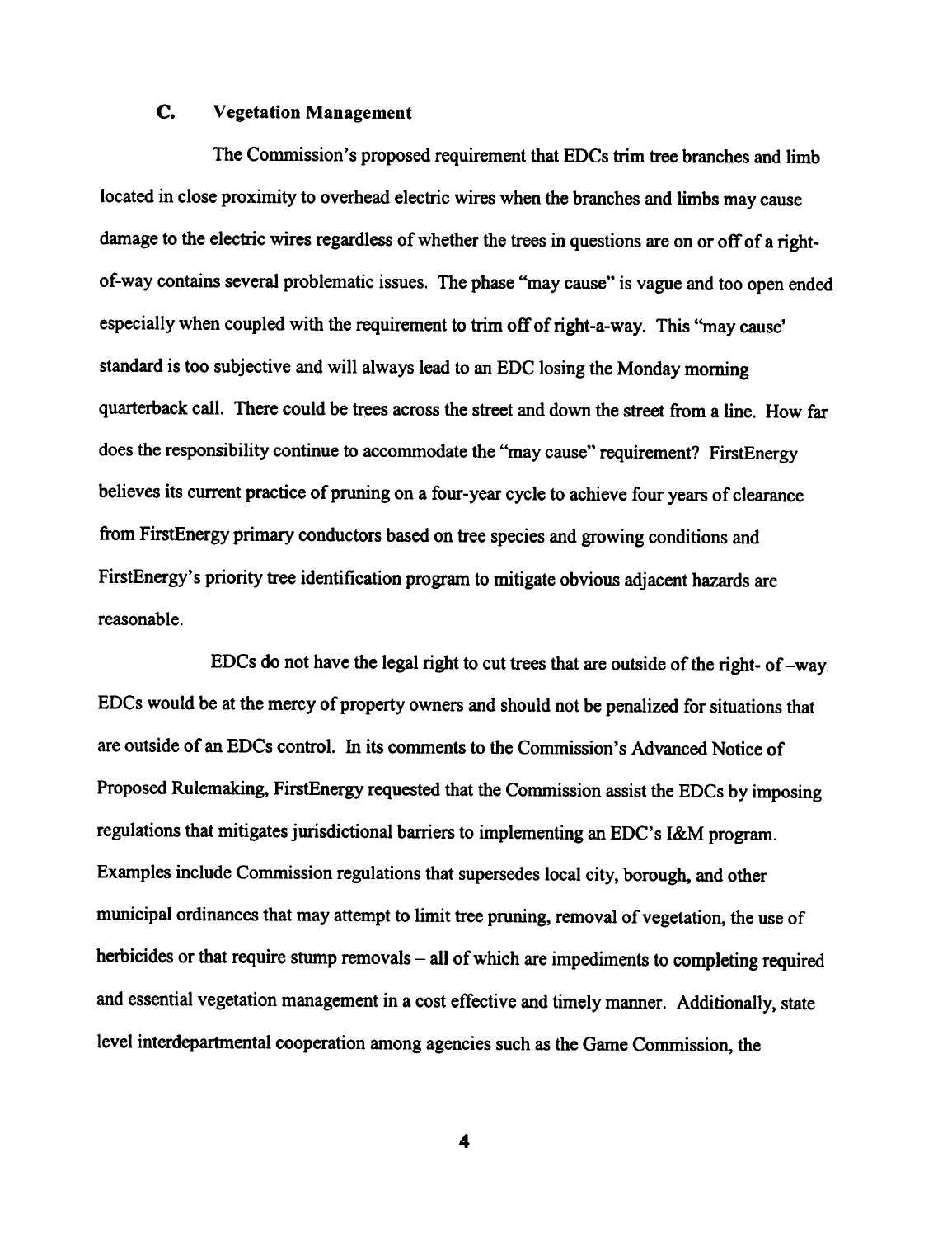### C. Vegetation Management

The Commission's proposed requirement that EDCs trim tree branches and limb located in close proximity to overhead electric wires when the branches and limbs may cause damage to the electric wires regardless of whether the trees in questions are on or off of a right-of-way contains several problematic issues. The phase "may cause" is vague and too open ended especially when coupled with the requirement to trim off of right-a-way. This "may cause' standard is too subjective and will always lead to an EDC losing the Monday morning quarterback call. There could be trees across the street and down the street from a line. How far does the responsibility continue to accommodate the "may cause" requirement? FirstEnergy believes its current practice of pruning on a four-year cycle to achieve four years of clearance from FirstEnergy primary conductors based on tree species and growing conditions and FirstEnergy's priority tree identification program to mitigate obvious adjacent hazards are reasonable.

EDCs do not have the legal right to cut trees that are outside of the right- of –way. EDCs would be at the mercy of property owners and should not be penalized for situations that are outside of an EDCs control. In its comments to the Commission's Advanced Notice of Proposed Rulemaking, FirstEnergy requested that the Commission assist the EDCs by imposing regulations that mitigates jurisdictional barriers to implementing an EDC's I&M program. Examples include Commission regulations that supersedes local city, borough, and other municipal ordinances that may attempt to limit tree pruning, removal of vegetation, the use of herbicides or that require stump removals – all of which are impediments to completing required and essential vegetation management in a cost effective and timely manner. Additionally, state level interdepartmental cooperation among agencies such as the Game Commission, the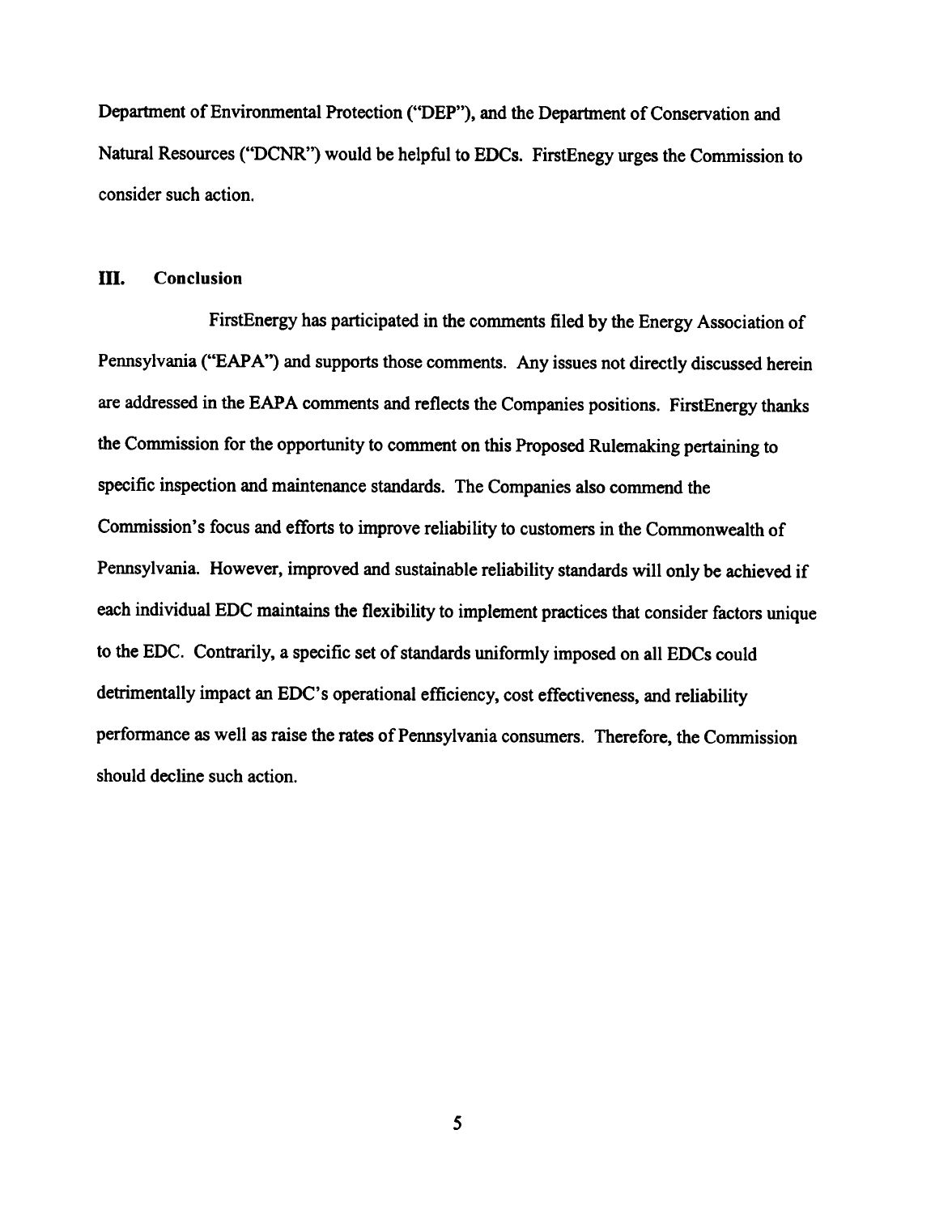Department of Environmental Protection ("DEP"), and the Department of Conservation and Natural Resources ("DCNR") would be helpful to EDCs. FirstEnegy urges the Commission to consider such action.

## III. Conclusion

FirstEnergy has participated in the comments filed by the Energy Association of Pennsylvania ("EAPA") and supports those comments. Any issues not directly discussed herein are addressed in the EAPA comments and reflects the Companies positions. FirstEnergy thanks the Commission for the opportunity to comment on this Proposed Rulemaking pertaining to specific inspection and maintenance standards. The Companies also commend the Commission's focus and efforts to improve reliability to customers in the Commonwealth of Pennsylvania. However, improved and sustainable reliability standards will only be achieved if each individual EDC maintains the flexibility to implement practices that consider factors unique to the EDC. Contrarily, a specific set of standards uniformly imposed on all EDCs could detrimentally impact an EDC's operational efficiency, cost effectiveness, and reliability performance as well as raise the rates of Pennsylvania consumers. Therefore, the Commission should decline such action.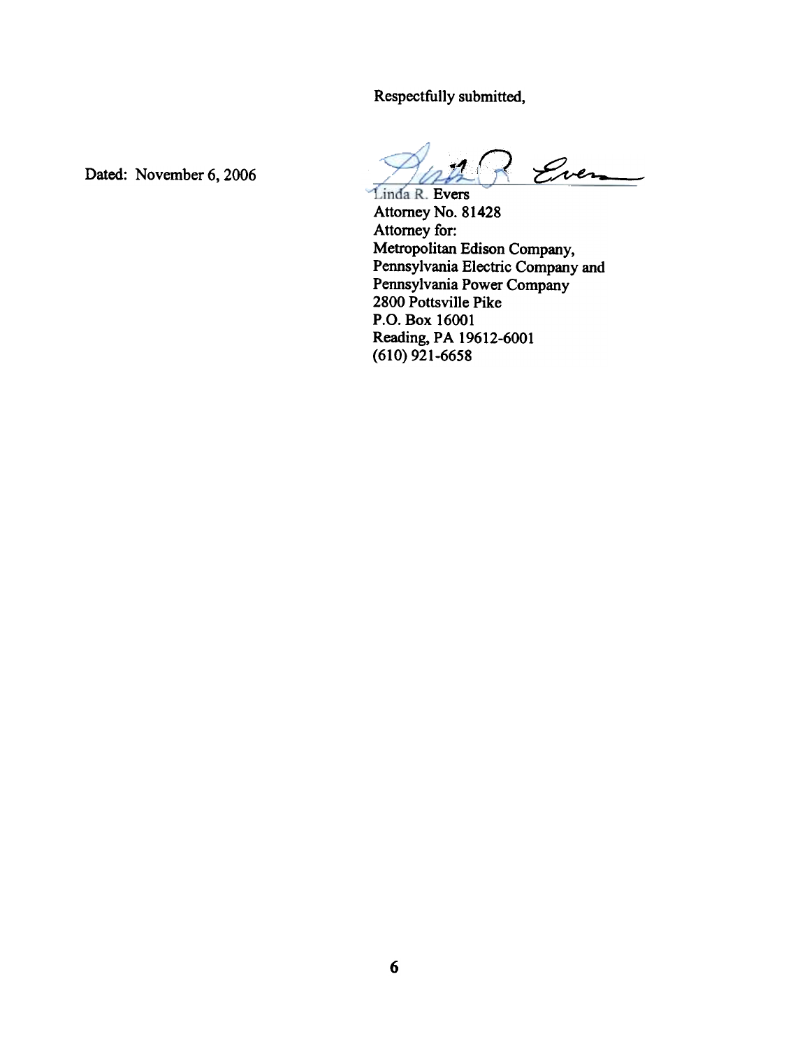Respectfully submitted,

Dated: November 6, 2006

Linda R. Evers
Attorney No. 81428
Attorney for:
Metropolitan Edison Company,
Pennsylvania Electric Company and
Pennsylvania Power Company
2800 Pottsville Pike
P.O. Box 16001
Reading, PA 19612-6001
(610) 921-6658